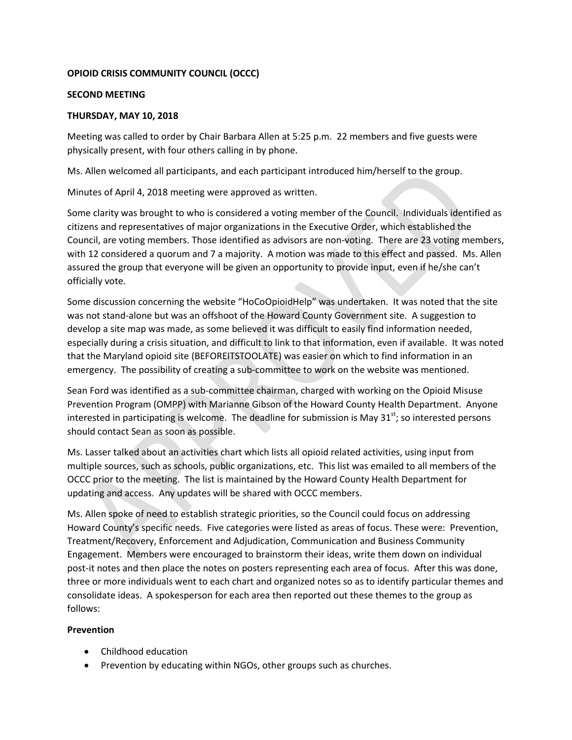**OPIOID CRISIS COMMUNITY COUNCIL (OCCC)**

**SECOND MEETING**

**THURSDAY, MAY 10, 2018**

Meeting was called to order by Chair Barbara Allen at 5:25 p.m. 22 members and five guests were physically present, with four others calling in by phone.

Ms. Allen welcomed all participants, and each participant introduced him/herself to the group.

Minutes of April 4, 2018 meeting were approved as written.

Some clarity was brought to who is considered a voting member of the Council. Individuals identified as citizens and representatives of major organizations in the Executive Order, which established the Council, are voting members. Those identified as advisors are non-voting. There are 23 voting members, with 12 considered a quorum and 7 a majority. A motion was made to this effect and passed. Ms. Allen assured the group that everyone will be given an opportunity to provide input, even if he/she can't officially vote.

Some discussion concerning the website "HoCoOpioidHelp" was undertaken. It was noted that the site was not stand-alone but was an offshoot of the Howard County Government site. A suggestion to develop a site map was made, as some believed it was difficult to easily find information needed, especially during a crisis situation, and difficult to link to that information, even if available. It was noted that the Maryland opioid site (BEFOREITSTOOLATE) was easier on which to find information in an emergency. The possibility of creating a sub-committee to work on the website was mentioned.

Sean Ford was identified as a sub-committee chairman, charged with working on the Opioid Misuse Prevention Program (OMPP) with Marianne Gibson of the Howard County Health Department. Anyone interested in participating is welcome. The deadline for submission is May 31st; so interested persons should contact Sean as soon as possible.

Ms. Lasser talked about an activities chart which lists all opioid related activities, using input from multiple sources, such as schools, public organizations, etc. This list was emailed to all members of the OCCC prior to the meeting. The list is maintained by the Howard County Health Department for updating and access. Any updates will be shared with OCCC members.

Ms. Allen spoke of need to establish strategic priorities, so the Council could focus on addressing Howard County's specific needs. Five categories were listed as areas of focus. These were: Prevention, Treatment/Recovery, Enforcement and Adjudication, Communication and Business Community Engagement. Members were encouraged to brainstorm their ideas, write them down on individual post-it notes and then place the notes on posters representing each area of focus. After this was done, three or more individuals went to each chart and organized notes so as to identify particular themes and consolidate ideas. A spokesperson for each area then reported out these themes to the group as follows:

**Prevention**

- Childhood education
- Prevention by educating within NGOs, other groups such as churches.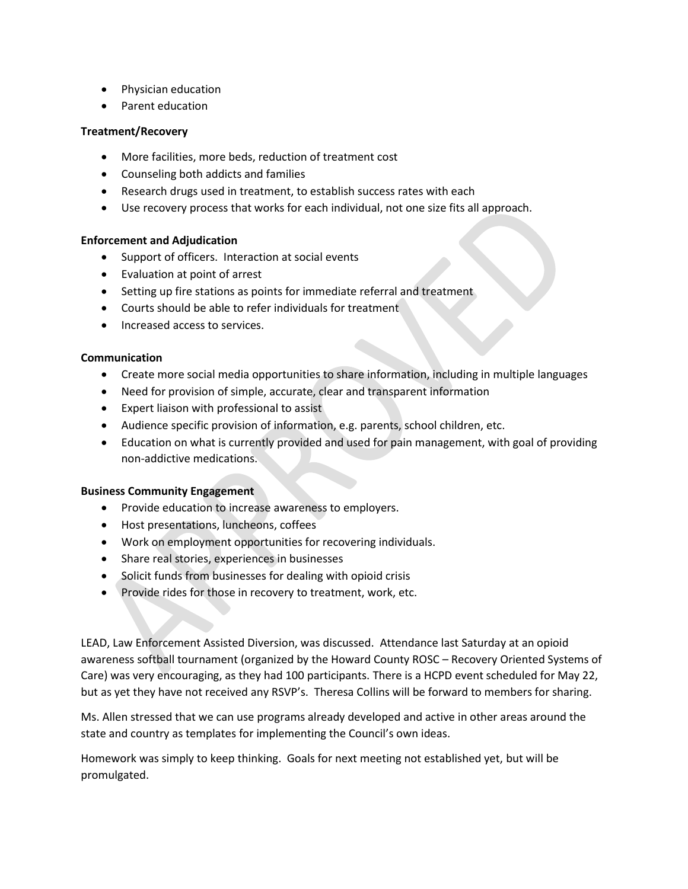- Physician education
- Parent education

**Treatment/Recovery**

- More facilities, more beds, reduction of treatment cost
- Counseling both addicts and families
- Research drugs used in treatment, to establish success rates with each
- Use recovery process that works for each individual, not one size fits all approach.

**Enforcement and Adjudication**

- Support of officers. Interaction at social events
- Evaluation at point of arrest
- Setting up fire stations as points for immediate referral and treatment
- Courts should be able to refer individuals for treatment
- Increased access to services.

**Communication**

- Create more social media opportunities to share information, including in multiple languages
- Need for provision of simple, accurate, clear and transparent information
- Expert liaison with professional to assist
- Audience specific provision of information, e.g. parents, school children, etc.
- Education on what is currently provided and used for pain management, with goal of providing non-addictive medications.

**Business Community Engagement**

- Provide education to increase awareness to employers.
- Host presentations, luncheons, coffees
- Work on employment opportunities for recovering individuals.
- Share real stories, experiences in businesses
- Solicit funds from businesses for dealing with opioid crisis
- Provide rides for those in recovery to treatment, work, etc.

LEAD, Law Enforcement Assisted Diversion, was discussed. Attendance last Saturday at an opioid awareness softball tournament (organized by the Howard County ROSC – Recovery Oriented Systems of Care) was very encouraging, as they had 100 participants. There is a HCPD event scheduled for May 22, but as yet they have not received any RSVP's. Theresa Collins will be forward to members for sharing.

Ms. Allen stressed that we can use programs already developed and active in other areas around the state and country as templates for implementing the Council's own ideas.

Homework was simply to keep thinking. Goals for next meeting not established yet, but will be promulgated.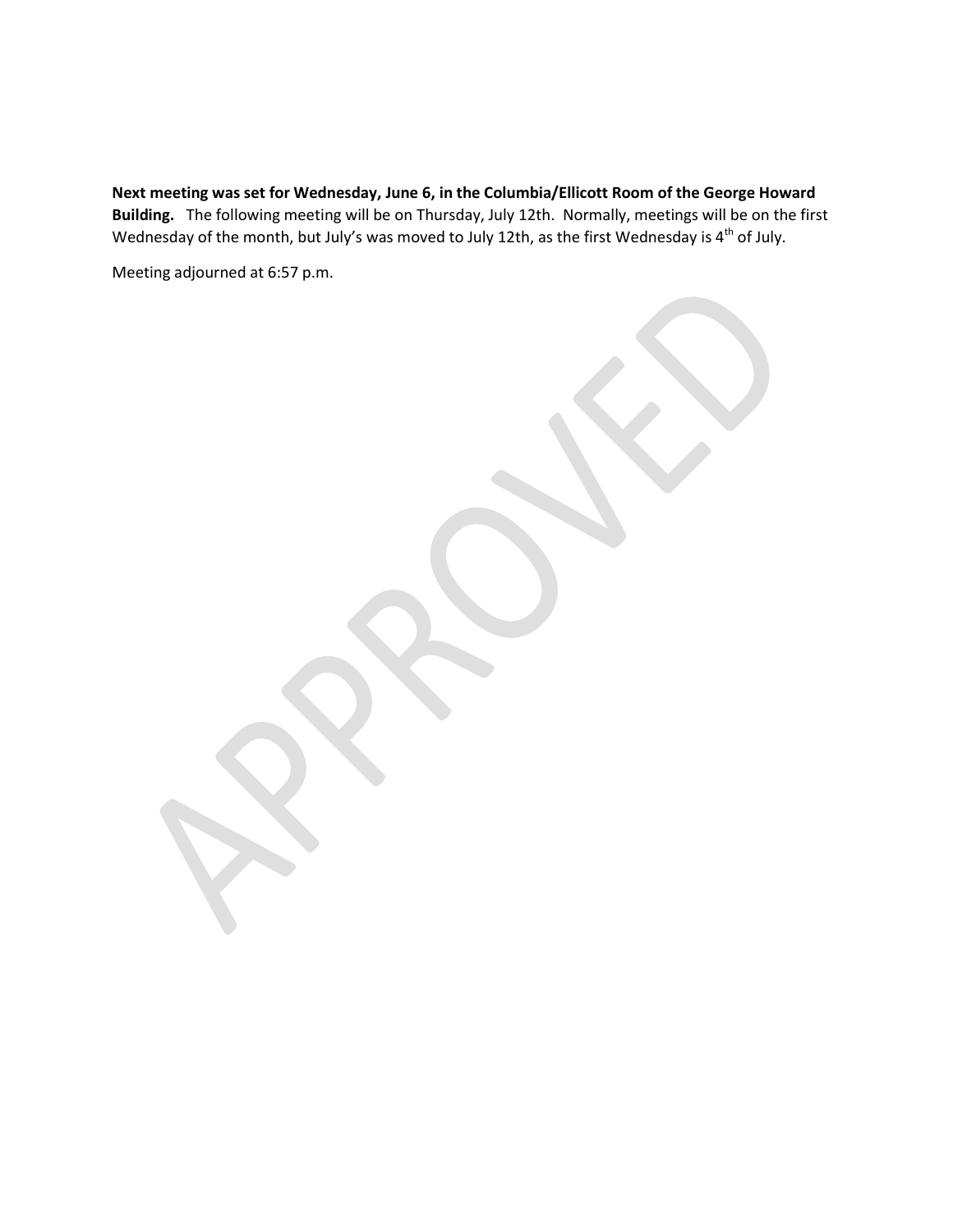**Next meeting was set for Wednesday, June 6, in the Columbia/Ellicott Room of the George Howard Building.** The following meeting will be on Thursday, July 12th. Normally, meetings will be on the first Wednesday of the month, but July's was moved to July 12th, as the first Wednesday is 4th of July.

Meeting adjourned at 6:57 p.m.